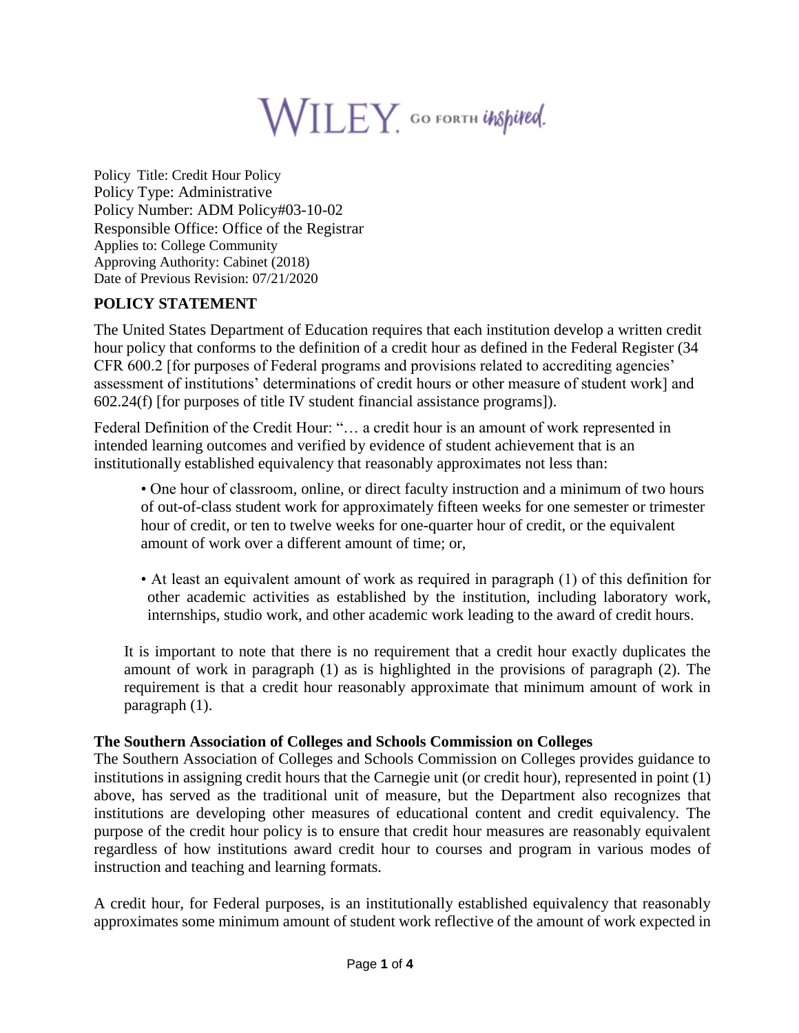Policy Title: Credit Hour Policy
Policy Type: Administrative
Policy Number: ADM Policy#03-10-02
Responsible Office: Office of the Registrar
Applies to: College Community
Approving Authority: Cabinet (2018)
Date of Previous Revision: 07/21/2020

## POLICY STATEMENT

The United States Department of Education requires that each institution develop a written credit hour policy that conforms to the definition of a credit hour as defined in the Federal Register (34 CFR 600.2 [for purposes of Federal programs and provisions related to accrediting agencies' assessment of institutions' determinations of credit hours or other measure of student work] and 602.24(f) [for purposes of title IV student financial assistance programs]).

Federal Definition of the Credit Hour: "… a credit hour is an amount of work represented in intended learning outcomes and verified by evidence of student achievement that is an institutionally established equivalency that reasonably approximates not less than:

- One hour of classroom, online, or direct faculty instruction and a minimum of two hours of out-of-class student work for approximately fifteen weeks for one semester or trimester hour of credit, or ten to twelve weeks for one-quarter hour of credit, or the equivalent amount of work over a different amount of time; or,

- At least an equivalent amount of work as required in paragraph (1) of this definition for other academic activities as established by the institution, including laboratory work, internships, studio work, and other academic work leading to the award of credit hours.

It is important to note that there is no requirement that a credit hour exactly duplicates the amount of work in paragraph (1) as is highlighted in the provisions of paragraph (2). The requirement is that a credit hour reasonably approximate that minimum amount of work in paragraph (1).

### The Southern Association of Colleges and Schools Commission on Colleges

The Southern Association of Colleges and Schools Commission on Colleges provides guidance to institutions in assigning credit hours that the Carnegie unit (or credit hour), represented in point (1) above, has served as the traditional unit of measure, but the Department also recognizes that institutions are developing other measures of educational content and credit equivalency. The purpose of the credit hour policy is to ensure that credit hour measures are reasonably equivalent regardless of how institutions award credit hour to courses and program in various modes of instruction and teaching and learning formats.

A credit hour, for Federal purposes, is an institutionally established equivalency that reasonably approximates some minimum amount of student work reflective of the amount of work expected in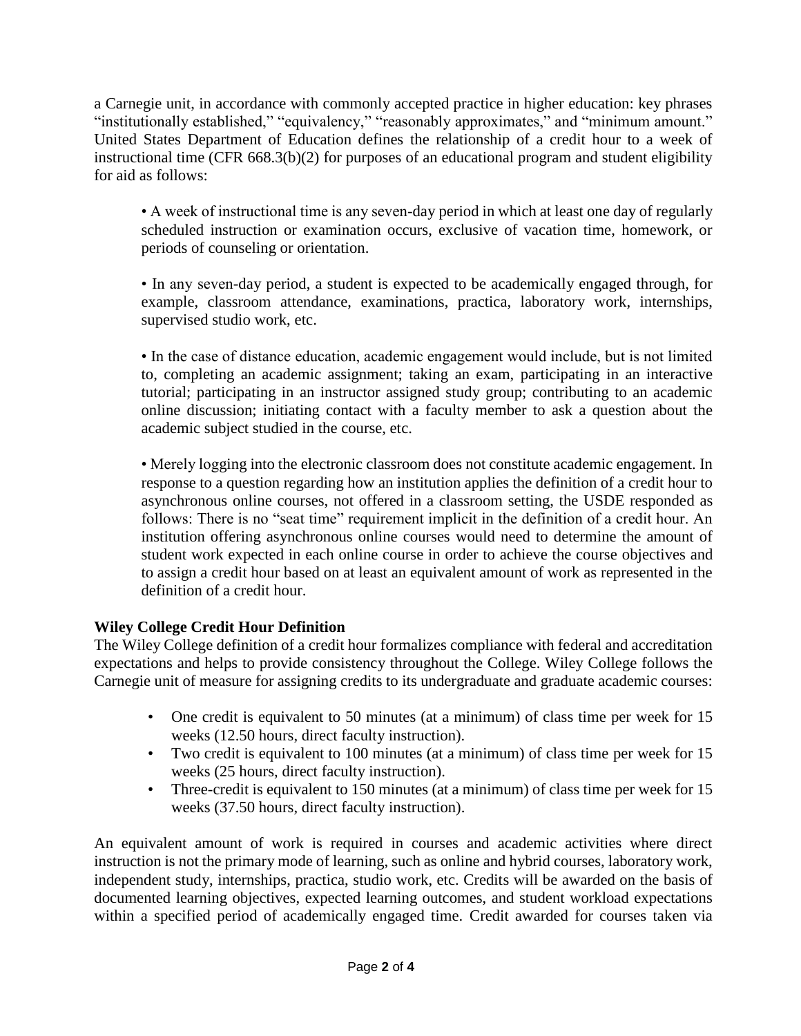a Carnegie unit, in accordance with commonly accepted practice in higher education: key phrases "institutionally established," "equivalency," "reasonably approximates," and "minimum amount." United States Department of Education defines the relationship of a credit hour to a week of instructional time (CFR 668.3(b)(2) for purposes of an educational program and student eligibility for aid as follows:

> • A week of instructional time is any seven-day period in which at least one day of regularly scheduled instruction or examination occurs, exclusive of vacation time, homework, or periods of counseling or orientation.
>
> • In any seven-day period, a student is expected to be academically engaged through, for example, classroom attendance, examinations, practica, laboratory work, internships, supervised studio work, etc.
>
> • In the case of distance education, academic engagement would include, but is not limited to, completing an academic assignment; taking an exam, participating in an interactive tutorial; participating in an instructor assigned study group; contributing to an academic online discussion; initiating contact with a faculty member to ask a question about the academic subject studied in the course, etc.
>
> • Merely logging into the electronic classroom does not constitute academic engagement. In response to a question regarding how an institution applies the definition of a credit hour to asynchronous online courses, not offered in a classroom setting, the USDE responded as follows: There is no "seat time" requirement implicit in the definition of a credit hour. An institution offering asynchronous online courses would need to determine the amount of student work expected in each online course in order to achieve the course objectives and to assign a credit hour based on at least an equivalent amount of work as represented in the definition of a credit hour.

**Wiley College Credit Hour Definition**

The Wiley College definition of a credit hour formalizes compliance with federal and accreditation expectations and helps to provide consistency throughout the College. Wiley College follows the Carnegie unit of measure for assigning credits to its undergraduate and graduate academic courses:

- One credit is equivalent to 50 minutes (at a minimum) of class time per week for 15 weeks (12.50 hours, direct faculty instruction).
- Two credit is equivalent to 100 minutes (at a minimum) of class time per week for 15 weeks (25 hours, direct faculty instruction).
- Three-credit is equivalent to 150 minutes (at a minimum) of class time per week for 15 weeks (37.50 hours, direct faculty instruction).

An equivalent amount of work is required in courses and academic activities where direct instruction is not the primary mode of learning, such as online and hybrid courses, laboratory work, independent study, internships, practica, studio work, etc. Credits will be awarded on the basis of documented learning objectives, expected learning outcomes, and student workload expectations within a specified period of academically engaged time. Credit awarded for courses taken via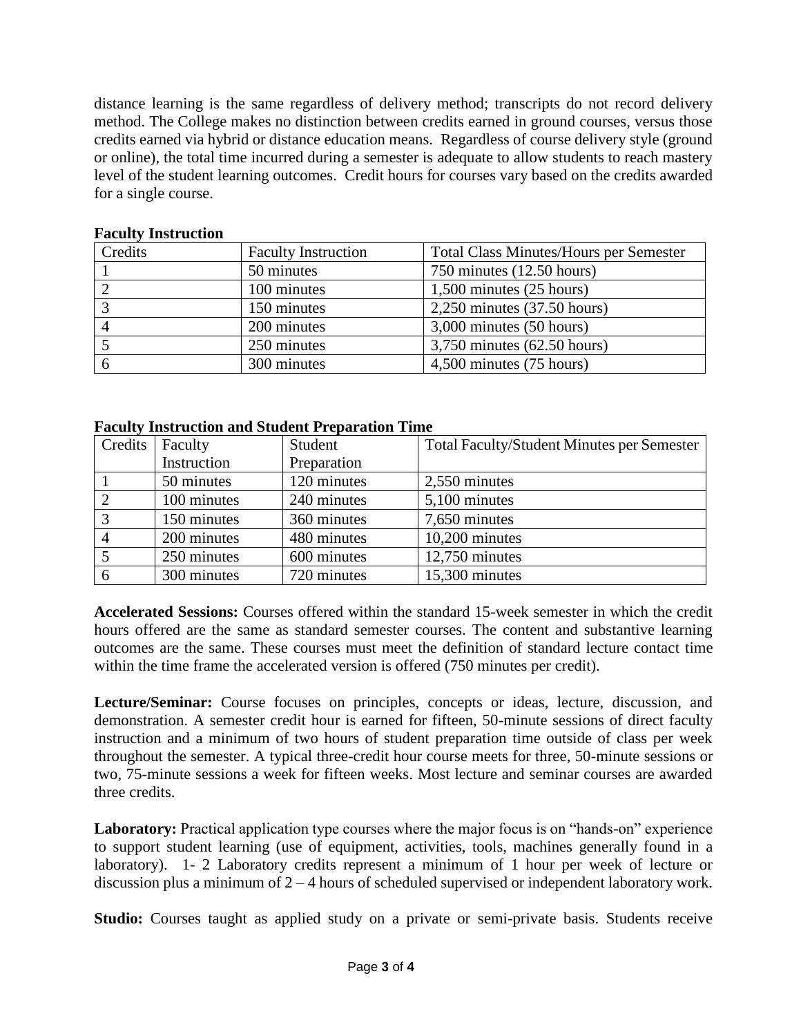distance learning is the same regardless of delivery method; transcripts do not record delivery method. The College makes no distinction between credits earned in ground courses, versus those credits earned via hybrid or distance education means. Regardless of course delivery style (ground or online), the total time incurred during a semester is adequate to allow students to reach mastery level of the student learning outcomes. Credit hours for courses vary based on the credits awarded for a single course.

**Faculty Instruction**

| Credits | Faculty Instruction | Total Class Minutes/Hours per Semester |
|---|---|---|
| 1 | 50 minutes | 750 minutes (12.50 hours) |
| 2 | 100 minutes | 1,500 minutes (25 hours) |
| 3 | 150 minutes | 2,250 minutes (37.50 hours) |
| 4 | 200 minutes | 3,000 minutes (50 hours) |
| 5 | 250 minutes | 3,750 minutes (62.50 hours) |
| 6 | 300 minutes | 4,500 minutes (75 hours) |

**Faculty Instruction and Student Preparation Time**

| Credits | Faculty Instruction | Student Preparation | Total Faculty/Student Minutes per Semester |
|---|---|---|---|
| 1 | 50 minutes | 120 minutes | 2,550 minutes |
| 2 | 100 minutes | 240 minutes | 5,100 minutes |
| 3 | 150 minutes | 360 minutes | 7,650 minutes |
| 4 | 200 minutes | 480 minutes | 10,200 minutes |
| 5 | 250 minutes | 600 minutes | 12,750 minutes |
| 6 | 300 minutes | 720 minutes | 15,300 minutes |

**Accelerated Sessions:** Courses offered within the standard 15-week semester in which the credit hours offered are the same as standard semester courses. The content and substantive learning outcomes are the same. These courses must meet the definition of standard lecture contact time within the time frame the accelerated version is offered (750 minutes per credit).

**Lecture/Seminar:** Course focuses on principles, concepts or ideas, lecture, discussion, and demonstration. A semester credit hour is earned for fifteen, 50-minute sessions of direct faculty instruction and a minimum of two hours of student preparation time outside of class per week throughout the semester. A typical three-credit hour course meets for three, 50-minute sessions or two, 75-minute sessions a week for fifteen weeks. Most lecture and seminar courses are awarded three credits.

**Laboratory:** Practical application type courses where the major focus is on "hands-on" experience to support student learning (use of equipment, activities, tools, machines generally found in a laboratory). 1- 2 Laboratory credits represent a minimum of 1 hour per week of lecture or discussion plus a minimum of 2 – 4 hours of scheduled supervised or independent laboratory work.

**Studio:** Courses taught as applied study on a private or semi-private basis. Students receive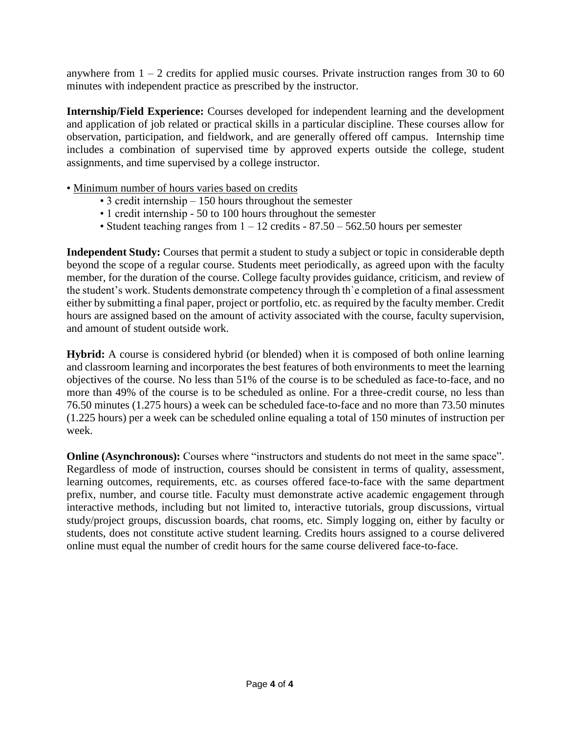anywhere from 1 – 2 credits for applied music courses. Private instruction ranges from 30 to 60 minutes with independent practice as prescribed by the instructor.

**Internship/Field Experience:** Courses developed for independent learning and the development and application of job related or practical skills in a particular discipline. These courses allow for observation, participation, and fieldwork, and are generally offered off campus. Internship time includes a combination of supervised time by approved experts outside the college, student assignments, and time supervised by a college instructor.

- Minimum number of hours varies based on credits
  - 3 credit internship – 150 hours throughout the semester
  - 1 credit internship - 50 to 100 hours throughout the semester
  - Student teaching ranges from 1 – 12 credits - 87.50 – 562.50 hours per semester

**Independent Study:** Courses that permit a student to study a subject or topic in considerable depth beyond the scope of a regular course. Students meet periodically, as agreed upon with the faculty member, for the duration of the course. College faculty provides guidance, criticism, and review of the student's work. Students demonstrate competency through th`e completion of a final assessment either by submitting a final paper, project or portfolio, etc. as required by the faculty member. Credit hours are assigned based on the amount of activity associated with the course, faculty supervision, and amount of student outside work.

**Hybrid:** A course is considered hybrid (or blended) when it is composed of both online learning and classroom learning and incorporates the best features of both environments to meet the learning objectives of the course. No less than 51% of the course is to be scheduled as face-to-face, and no more than 49% of the course is to be scheduled as online. For a three-credit course, no less than 76.50 minutes (1.275 hours) a week can be scheduled face-to-face and no more than 73.50 minutes (1.225 hours) per a week can be scheduled online equaling a total of 150 minutes of instruction per week.

**Online (Asynchronous):** Courses where "instructors and students do not meet in the same space". Regardless of mode of instruction, courses should be consistent in terms of quality, assessment, learning outcomes, requirements, etc. as courses offered face-to-face with the same department prefix, number, and course title. Faculty must demonstrate active academic engagement through interactive methods, including but not limited to, interactive tutorials, group discussions, virtual study/project groups, discussion boards, chat rooms, etc. Simply logging on, either by faculty or students, does not constitute active student learning. Credits hours assigned to a course delivered online must equal the number of credit hours for the same course delivered face-to-face.